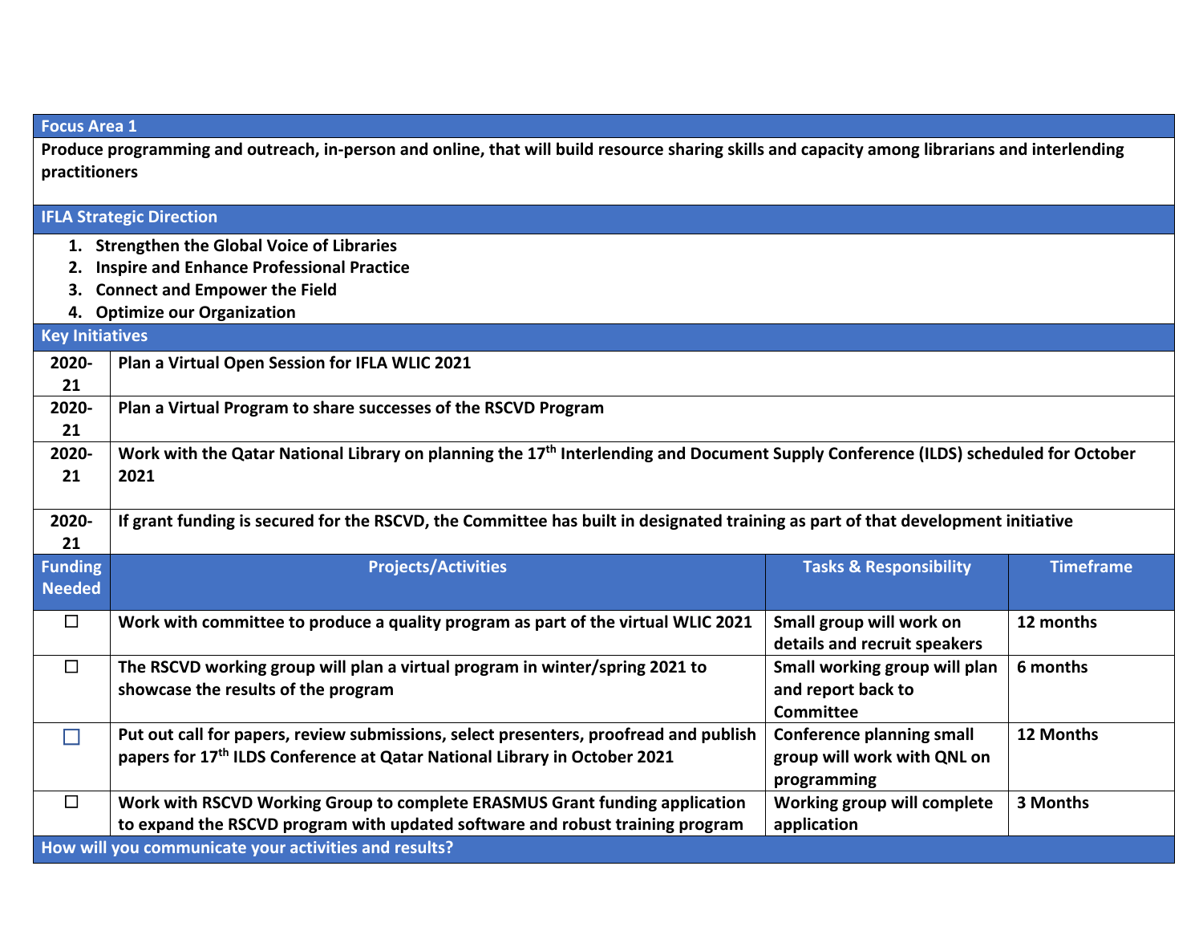| **Focus Area 1** | | | |
|---|---|---|---|
| **Produce programming and outreach, in-person and online, that will build resource sharing skills and capacity among librarians and interlending practitioners** | | | |
| **IFLA Strategic Direction** | | | |
| **1. Strengthen the Global Voice of Libraries**<br>**2. Inspire and Enhance Professional Practice**<br>**3. Connect and Empower the Field**<br>**4. Optimize our Organization** | | | |
| **Key Initiatives** | | | |
| **2020-21** | **Plan a Virtual Open Session for IFLA WLIC 2021** | | |
| **2020-21** | **Plan a Virtual Program to share successes of the RSCVD Program** | | |
| **2020-21** | **Work with the Qatar National Library on planning the 17th Interlending and Document Supply Conference (ILDS) scheduled for October 2021** | | |
| **2020-21** | **If grant funding is secured for the RSCVD, the Committee has built in designated training as part of that development initiative** | | |
| **Funding Needed** | **Projects/Activities** | **Tasks & Responsibility** | **Timeframe** |
| ☐ | **Work with committee to produce a quality program as part of the virtual WLIC 2021** | **Small group will work on details and recruit speakers** | **12 months** |
| ☐ | **The RSCVD working group will plan a virtual program in winter/spring 2021 to showcase the results of the program** | **Small working group will plan and report back to Committee** | **6 months** |
| ☐ | **Put out call for papers, review submissions, select presenters, proofread and publish papers for 17th ILDS Conference at Qatar National Library in October 2021** | **Conference planning small group will work with QNL on programming** | **12 Months** |
| ☐ | **Work with RSCVD Working Group to complete ERASMUS Grant funding application to expand the RSCVD program with updated software and robust training program** | **Working group will complete application** | **3 Months** |
| **How will you communicate your activities and results?** | | | |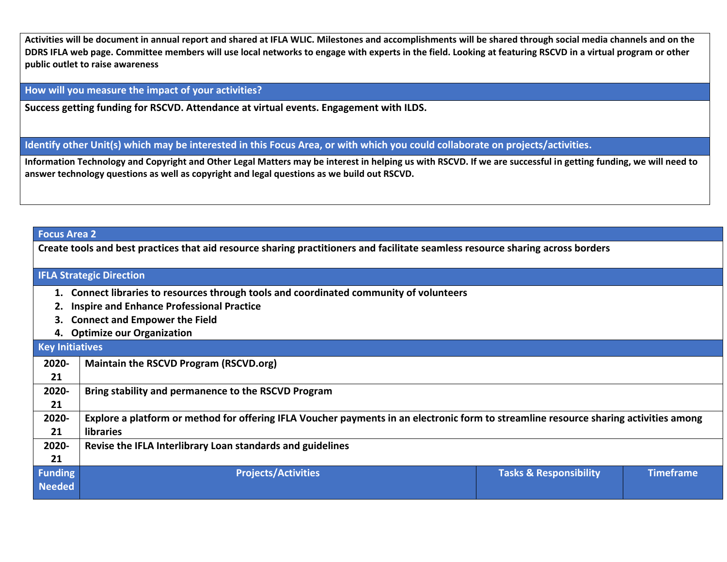**Activities will be document in annual report and shared at IFLA WLIC. Milestones and accomplishments will be shared through social media channels and on the DDRS IFLA web page. Committee members will use local networks to engage with experts in the field. Looking at featuring RSCVD in a virtual program or other public outlet to raise awareness**

### How will you measure the impact of your activities?

**Success getting funding for RSCVD. Attendance at virtual events. Engagement with ILDS.**

### Identify other Unit(s) which may be interested in this Focus Area, or with which you could collaborate on projects/activities.

**Information Technology and Copyright and Other Legal Matters may be interest in helping us with RSCVD. If we are successful in getting funding, we will need to answer technology questions as well as copyright and legal questions as we build out RSCVD.**

## Focus Area 2

**Create tools and best practices that aid resource sharing practitioners and facilitate seamless resource sharing across borders**

### IFLA Strategic Direction

1. **Connect libraries to resources through tools and coordinated community of volunteers**
2. **Inspire and Enhance Professional Practice**
3. **Connect and Empower the Field**
4. **Optimize our Organization**

### Key Initiatives

| | |
|---|---|
| **2020-21** | **Maintain the RSCVD Program (RSCVD.org)** |
| **2020-21** | **Bring stability and permanence to the RSCVD Program** |
| **2020-21** | **Explore a platform or method for offering IFLA Voucher payments in an electronic form to streamline resource sharing activities among libraries** |
| **2020-21** | **Revise the IFLA Interlibrary Loan standards and guidelines** |

| Funding Needed | Projects/Activities | Tasks & Responsibility | Timeframe |
|---|---|---|---|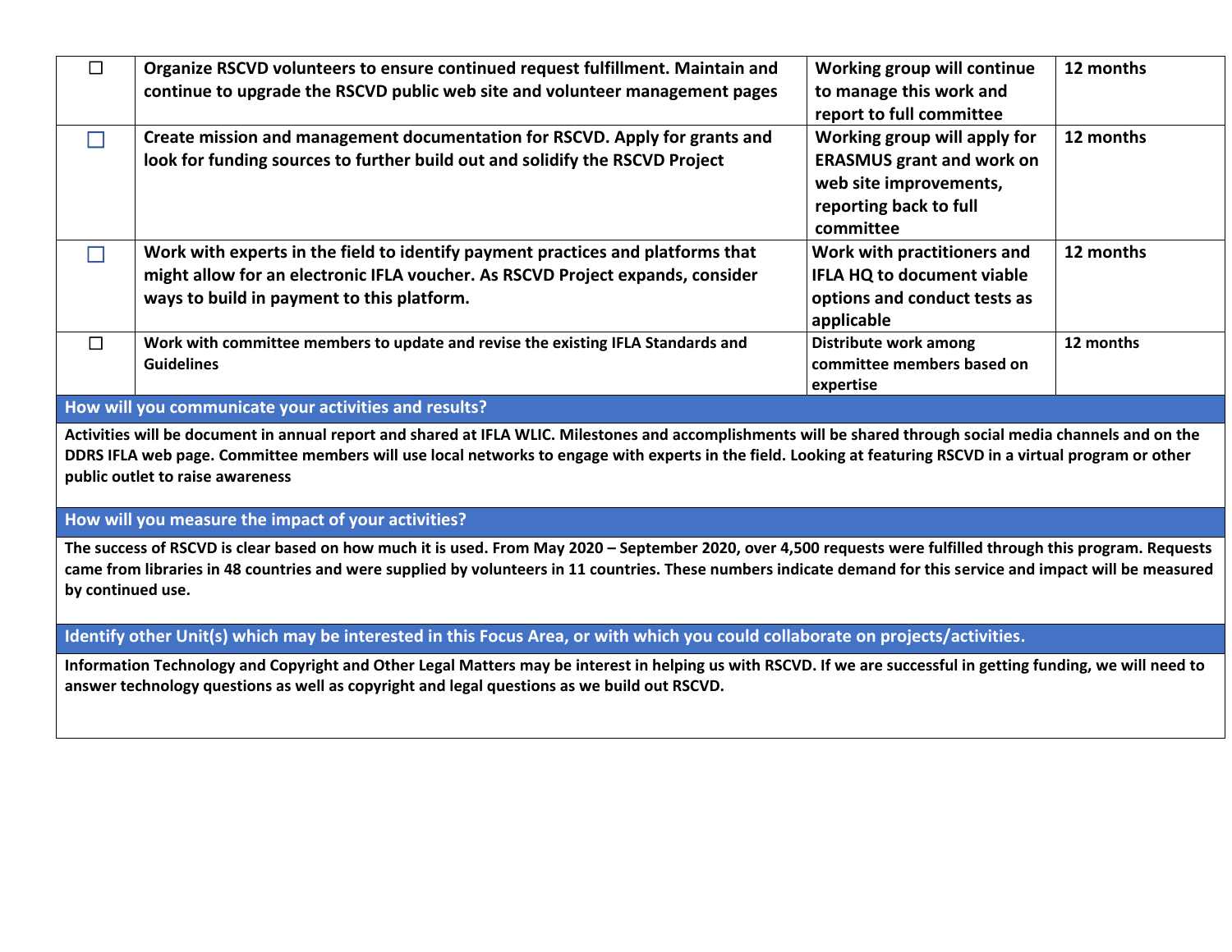| | | | |
|---|---|---|---|
| ☐ | **Organize RSCVD volunteers to ensure continued request fulfillment. Maintain and continue to upgrade the RSCVD public web site and volunteer management pages** | **Working group will continue to manage this work and report to full committee** | **12 months** |
| ☐ | **Create mission and management documentation for RSCVD. Apply for grants and look for funding sources to further build out and solidify the RSCVD Project** | **Working group will apply for ERASMUS grant and work on web site improvements, reporting back to full committee** | **12 months** |
| ☐ | **Work with experts in the field to identify payment practices and platforms that might allow for an electronic IFLA voucher. As RSCVD Project expands, consider ways to build in payment to this platform.** | **Work with practitioners and IFLA HQ to document viable options and conduct tests as applicable** | **12 months** |
| ☐ | **Work with committee members to update and revise the existing IFLA Standards and Guidelines** | **Distribute work among committee members based on expertise** | **12 months** |

**How will you communicate your activities and results?**

**Activities will be document in annual report and shared at IFLA WLIC. Milestones and accomplishments will be shared through social media channels and on the DDRS IFLA web page. Committee members will use local networks to engage with experts in the field. Looking at featuring RSCVD in a virtual program or other public outlet to raise awareness**

**How will you measure the impact of your activities?**

**The success of RSCVD is clear based on how much it is used. From May 2020 – September 2020, over 4,500 requests were fulfilled through this program. Requests came from libraries in 48 countries and were supplied by volunteers in 11 countries. These numbers indicate demand for this service and impact will be measured by continued use.**

**Identify other Unit(s) which may be interested in this Focus Area, or with which you could collaborate on projects/activities.**

**Information Technology and Copyright and Other Legal Matters may be interest in helping us with RSCVD. If we are successful in getting funding, we will need to answer technology questions as well as copyright and legal questions as we build out RSCVD.**